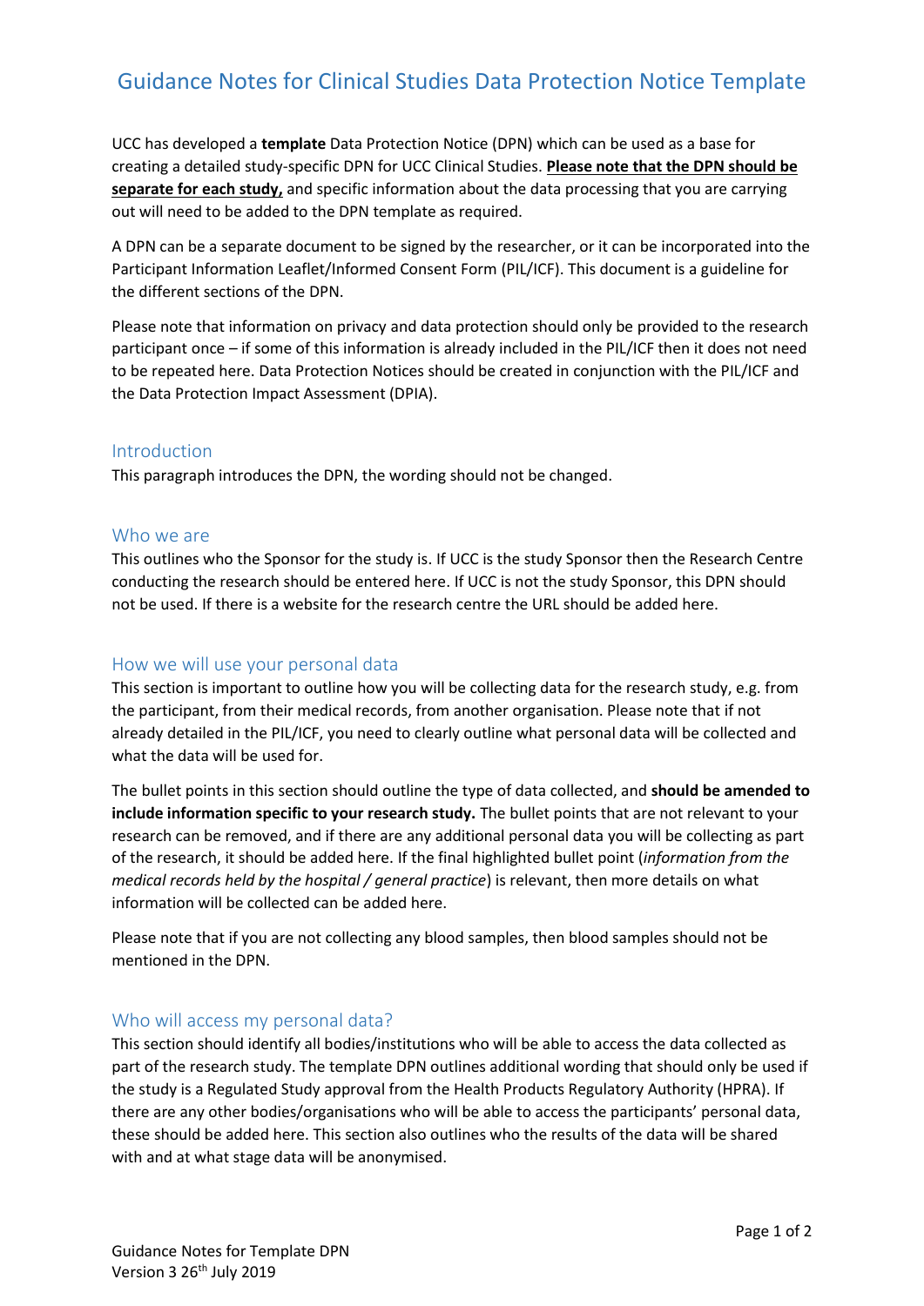# Guidance Notes for Clinical Studies Data Protection Notice Template

UCC has developed a **template** Data Protection Notice (DPN) which can be used as a base for creating a detailed study-specific DPN for UCC Clinical Studies. **Please note that the DPN should be separate for each study,** and specific information about the data processing that you are carrying out will need to be added to the DPN template as required.

A DPN can be a separate document to be signed by the researcher, or it can be incorporated into the Participant Information Leaflet/Informed Consent Form (PIL/ICF). This document is a guideline for the different sections of the DPN.

Please note that information on privacy and data protection should only be provided to the research participant once – if some of this information is already included in the PIL/ICF then it does not need to be repeated here. Data Protection Notices should be created in conjunction with the PIL/ICF and the Data Protection Impact Assessment (DPIA).

## Introduction

This paragraph introduces the DPN, the wording should not be changed.

## Who we are

This outlines who the Sponsor for the study is. If UCC is the study Sponsor then the Research Centre conducting the research should be entered here. If UCC is not the study Sponsor, this DPN should not be used. If there is a website for the research centre the URL should be added here.

## How we will use your personal data

This section is important to outline how you will be collecting data for the research study, e.g. from the participant, from their medical records, from another organisation. Please note that if not already detailed in the PIL/ICF, you need to clearly outline what personal data will be collected and what the data will be used for.

The bullet points in this section should outline the type of data collected, and **should be amended to include information specific to your research study.** The bullet points that are not relevant to your research can be removed, and if there are any additional personal data you will be collecting as part of the research, it should be added here. If the final highlighted bullet point (*information from the medical records held by the hospital / general practice*) is relevant, then more details on what information will be collected can be added here.

Please note that if you are not collecting any blood samples, then blood samples should not be mentioned in the DPN.

## Who will access my personal data?

This section should identify all bodies/institutions who will be able to access the data collected as part of the research study. The template DPN outlines additional wording that should only be used if the study is a Regulated Study approval from the Health Products Regulatory Authority (HPRA). If there are any other bodies/organisations who will be able to access the participants' personal data, these should be added here. This section also outlines who the results of the data will be shared with and at what stage data will be anonymised.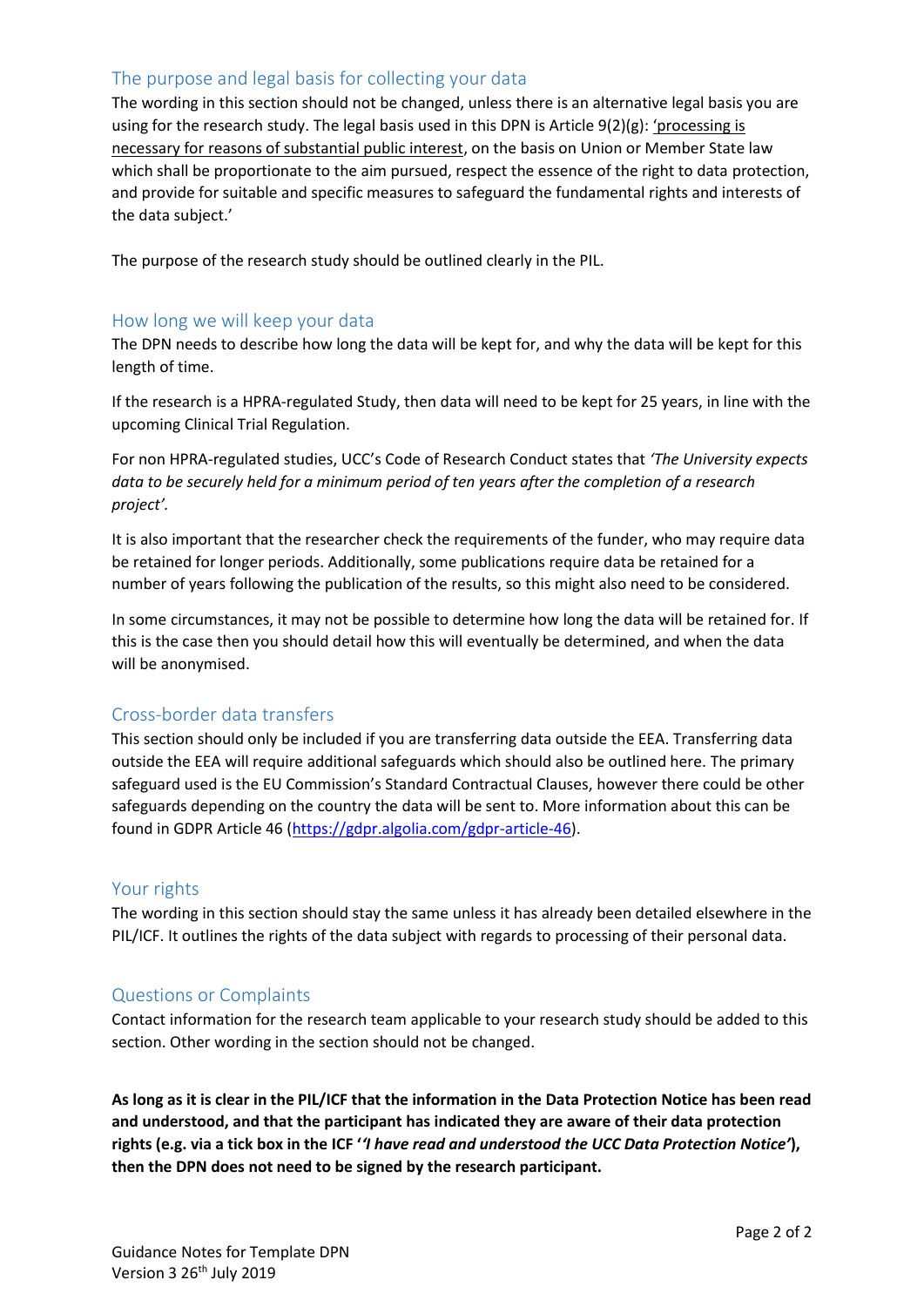## The purpose and legal basis for collecting your data

The wording in this section should not be changed, unless there is an alternative legal basis you are using for the research study. The legal basis used in this DPN is Article 9(2)(g): 'processing is necessary for reasons of substantial public interest, on the basis on Union or Member State law which shall be proportionate to the aim pursued, respect the essence of the right to data protection, and provide for suitable and specific measures to safeguard the fundamental rights and interests of the data subject.'

The purpose of the research study should be outlined clearly in the PIL.

## How long we will keep your data

The DPN needs to describe how long the data will be kept for, and why the data will be kept for this length of time.

If the research is a HPRA-regulated Study, then data will need to be kept for 25 years, in line with the upcoming Clinical Trial Regulation.

For non HPRA-regulated studies, UCC's Code of Research Conduct states that *'The University expects data to be securely held for a minimum period of ten years after the completion of a research project'.*

It is also important that the researcher check the requirements of the funder, who may require data be retained for longer periods. Additionally, some publications require data be retained for a number of years following the publication of the results, so this might also need to be considered.

In some circumstances, it may not be possible to determine how long the data will be retained for. If this is the case then you should detail how this will eventually be determined, and when the data will be anonymised.

## Cross-border data transfers

This section should only be included if you are transferring data outside the EEA. Transferring data outside the EEA will require additional safeguards which should also be outlined here. The primary safeguard used is the EU Commission's Standard Contractual Clauses, however there could be other safeguards depending on the country the data will be sent to. More information about this can be found in GDPR Article 46 (https://gdpr.algolia.com/gdpr-article-46).

## Your rights

The wording in this section should stay the same unless it has already been detailed elsewhere in the PIL/ICF. It outlines the rights of the data subject with regards to processing of their personal data.

## Questions or Complaints

Contact information for the research team applicable to your research study should be added to this section. Other wording in the section should not be changed.

**As long as it is clear in the PIL/ICF that the information in the Data Protection Notice has been read and understood, and that the participant has indicated they are aware of their data protection rights (e.g. via a tick box in the ICF '*'I have read and understood the UCC Data Protection Notice'*), then the DPN does not need to be signed by the research participant.**

Guidance Notes for Template DPN
Version 3 26th July 2019